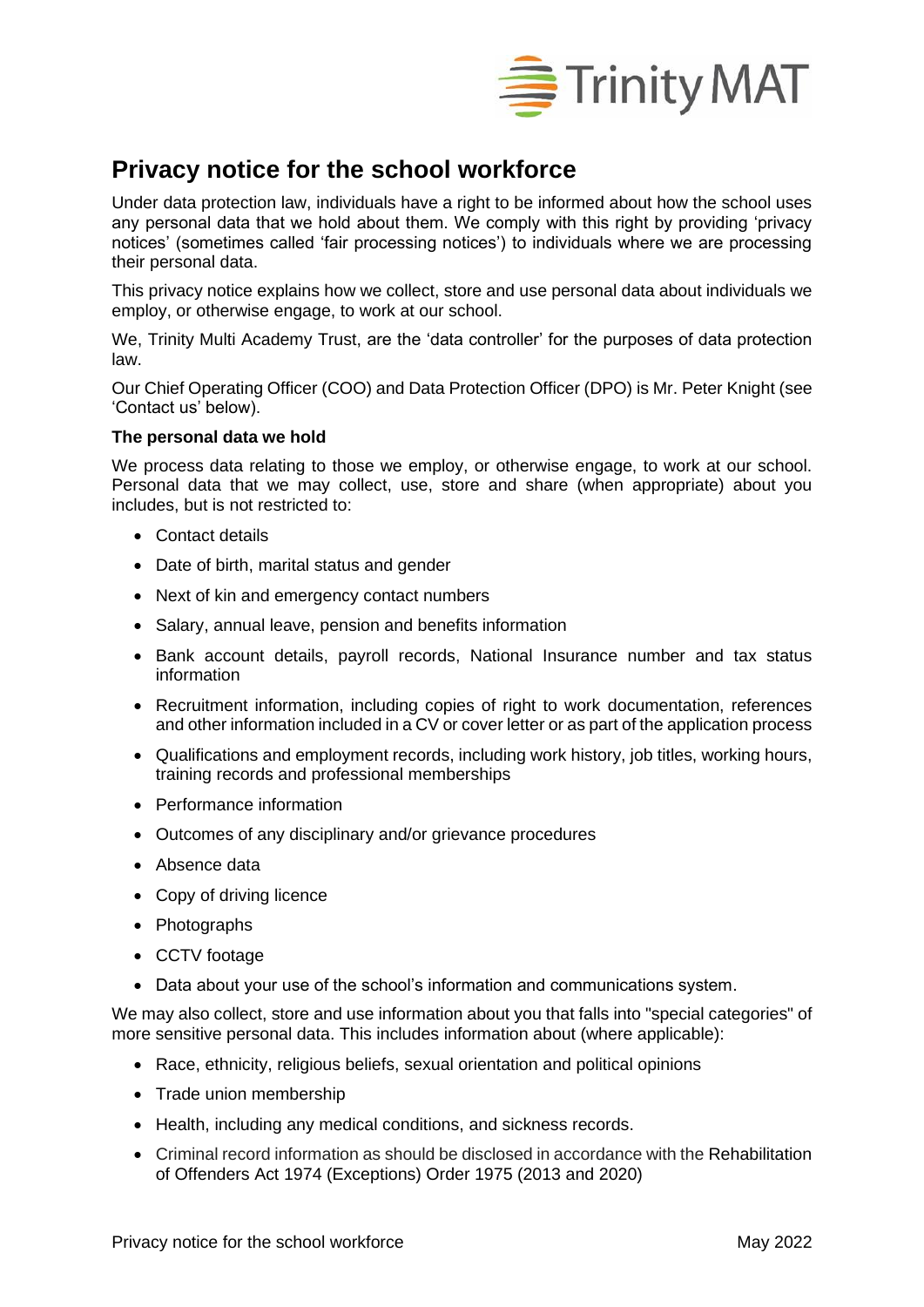# Privacy notice for the school workforce

Under data protection law, individuals have a right to be informed about how the school uses any personal data that we hold about them. We comply with this right by providing 'privacy notices' (sometimes called 'fair processing notices') to individuals where we are processing their personal data.

This privacy notice explains how we collect, store and use personal data about individuals we employ, or otherwise engage, to work at our school.

We, Trinity Multi Academy Trust, are the 'data controller' for the purposes of data protection law.

Our Chief Operating Officer (COO) and Data Protection Officer (DPO) is Mr. Peter Knight (see 'Contact us' below).

**The personal data we hold**

We process data relating to those we employ, or otherwise engage, to work at our school. Personal data that we may collect, use, store and share (when appropriate) about you includes, but is not restricted to:

- Contact details
- Date of birth, marital status and gender
- Next of kin and emergency contact numbers
- Salary, annual leave, pension and benefits information
- Bank account details, payroll records, National Insurance number and tax status information
- Recruitment information, including copies of right to work documentation, references and other information included in a CV or cover letter or as part of the application process
- Qualifications and employment records, including work history, job titles, working hours, training records and professional memberships
- Performance information
- Outcomes of any disciplinary and/or grievance procedures
- Absence data
- Copy of driving licence
- Photographs
- CCTV footage
- Data about your use of the school's information and communications system.

We may also collect, store and use information about you that falls into "special categories" of more sensitive personal data. This includes information about (where applicable):

- Race, ethnicity, religious beliefs, sexual orientation and political opinions
- Trade union membership
- Health, including any medical conditions, and sickness records.
- Criminal record information as should be disclosed in accordance with the Rehabilitation of Offenders Act 1974 (Exceptions) Order 1975 (2013 and 2020)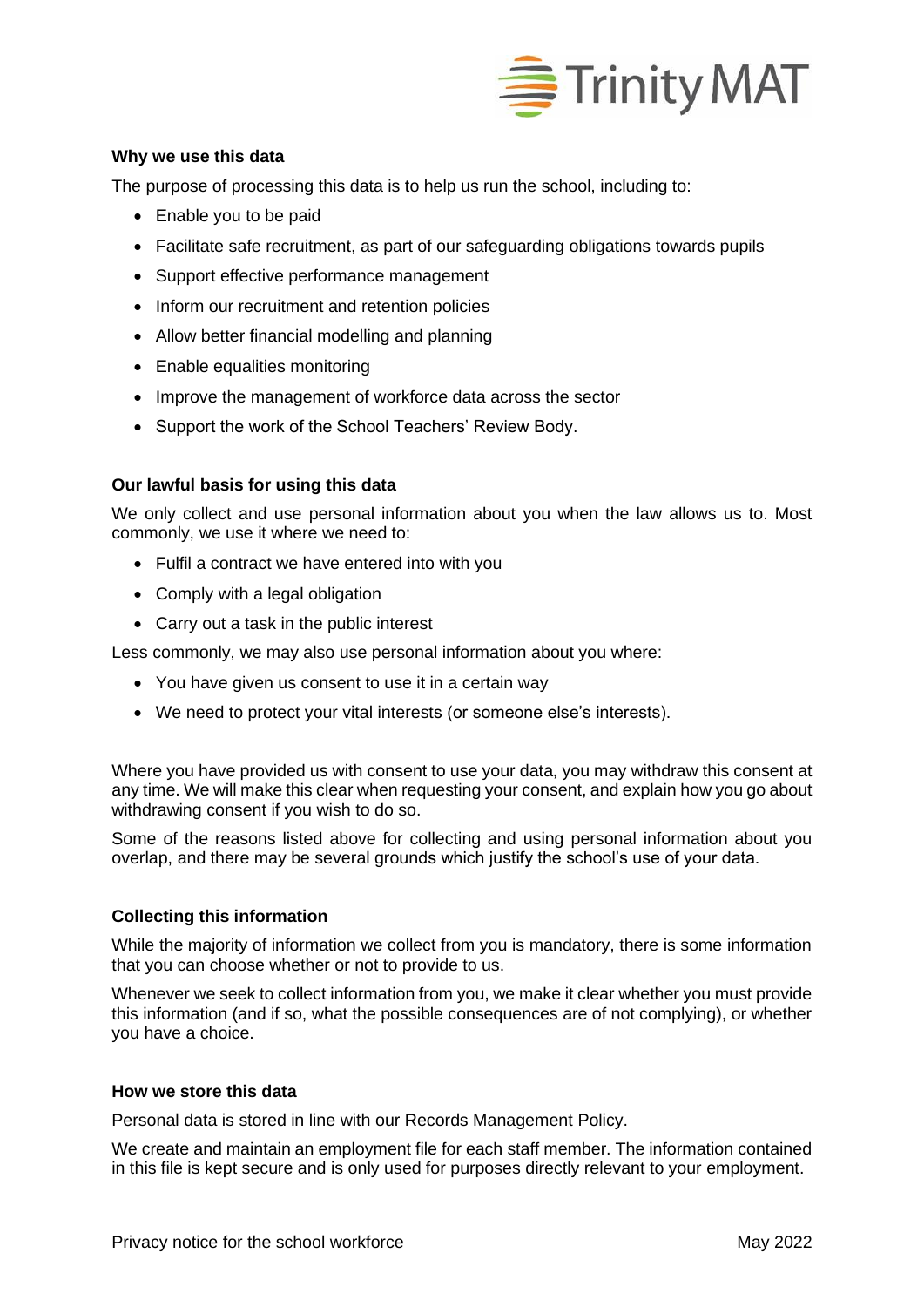**Why we use this data**

The purpose of processing this data is to help us run the school, including to:

- Enable you to be paid
- Facilitate safe recruitment, as part of our safeguarding obligations towards pupils
- Support effective performance management
- Inform our recruitment and retention policies
- Allow better financial modelling and planning
- Enable equalities monitoring
- Improve the management of workforce data across the sector
- Support the work of the School Teachers' Review Body.

**Our lawful basis for using this data**

We only collect and use personal information about you when the law allows us to. Most commonly, we use it where we need to:

- Fulfil a contract we have entered into with you
- Comply with a legal obligation
- Carry out a task in the public interest

Less commonly, we may also use personal information about you where:

- You have given us consent to use it in a certain way
- We need to protect your vital interests (or someone else's interests).

Where you have provided us with consent to use your data, you may withdraw this consent at any time. We will make this clear when requesting your consent, and explain how you go about withdrawing consent if you wish to do so.

Some of the reasons listed above for collecting and using personal information about you overlap, and there may be several grounds which justify the school's use of your data.

**Collecting this information**

While the majority of information we collect from you is mandatory, there is some information that you can choose whether or not to provide to us.

Whenever we seek to collect information from you, we make it clear whether you must provide this information (and if so, what the possible consequences are of not complying), or whether you have a choice.

**How we store this data**

Personal data is stored in line with our Records Management Policy.

We create and maintain an employment file for each staff member. The information contained in this file is kept secure and is only used for purposes directly relevant to your employment.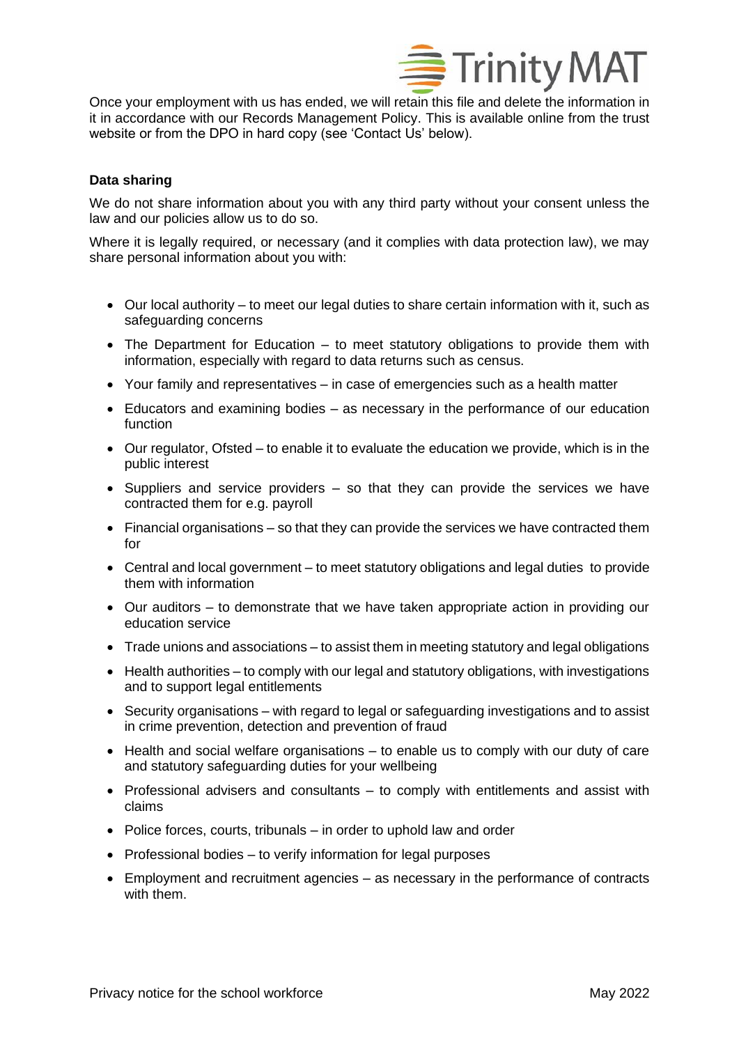Once your employment with us has ended, we will retain this file and delete the information in it in accordance with our Records Management Policy. This is available online from the trust website or from the DPO in hard copy (see 'Contact Us' below).

**Data sharing**

We do not share information about you with any third party without your consent unless the law and our policies allow us to do so.

Where it is legally required, or necessary (and it complies with data protection law), we may share personal information about you with:

- Our local authority – to meet our legal duties to share certain information with it, such as safeguarding concerns
- The Department for Education – to meet statutory obligations to provide them with information, especially with regard to data returns such as census.
- Your family and representatives – in case of emergencies such as a health matter
- Educators and examining bodies – as necessary in the performance of our education function
- Our regulator, Ofsted – to enable it to evaluate the education we provide, which is in the public interest
- Suppliers and service providers – so that they can provide the services we have contracted them for e.g. payroll
- Financial organisations – so that they can provide the services we have contracted them for
- Central and local government – to meet statutory obligations and legal duties to provide them with information
- Our auditors – to demonstrate that we have taken appropriate action in providing our education service
- Trade unions and associations – to assist them in meeting statutory and legal obligations
- Health authorities – to comply with our legal and statutory obligations, with investigations and to support legal entitlements
- Security organisations – with regard to legal or safeguarding investigations and to assist in crime prevention, detection and prevention of fraud
- Health and social welfare organisations – to enable us to comply with our duty of care and statutory safeguarding duties for your wellbeing
- Professional advisers and consultants – to comply with entitlements and assist with claims
- Police forces, courts, tribunals – in order to uphold law and order
- Professional bodies – to verify information for legal purposes
- Employment and recruitment agencies – as necessary in the performance of contracts with them.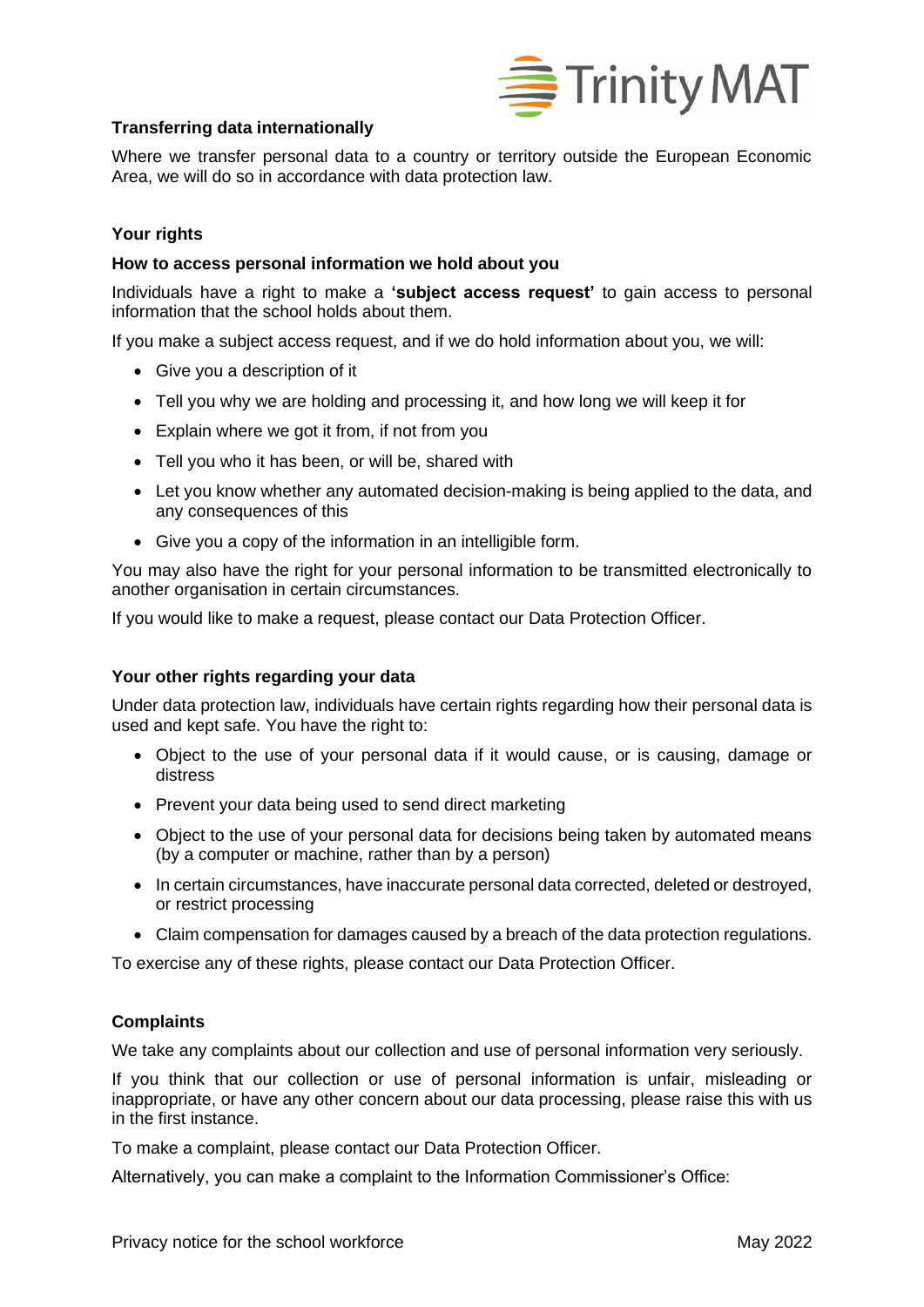### Transferring data internationally

Where we transfer personal data to a country or territory outside the European Economic Area, we will do so in accordance with data protection law.

### Your rights

#### How to access personal information we hold about you

Individuals have a right to make a **'subject access request'** to gain access to personal information that the school holds about them.

If you make a subject access request, and if we do hold information about you, we will:

- Give you a description of it
- Tell you why we are holding and processing it, and how long we will keep it for
- Explain where we got it from, if not from you
- Tell you who it has been, or will be, shared with
- Let you know whether any automated decision-making is being applied to the data, and any consequences of this
- Give you a copy of the information in an intelligible form.

You may also have the right for your personal information to be transmitted electronically to another organisation in certain circumstances.

If you would like to make a request, please contact our Data Protection Officer.

#### Your other rights regarding your data

Under data protection law, individuals have certain rights regarding how their personal data is used and kept safe. You have the right to:

- Object to the use of your personal data if it would cause, or is causing, damage or distress
- Prevent your data being used to send direct marketing
- Object to the use of your personal data for decisions being taken by automated means (by a computer or machine, rather than by a person)
- In certain circumstances, have inaccurate personal data corrected, deleted or destroyed, or restrict processing
- Claim compensation for damages caused by a breach of the data protection regulations.

To exercise any of these rights, please contact our Data Protection Officer.

### Complaints

We take any complaints about our collection and use of personal information very seriously.

If you think that our collection or use of personal information is unfair, misleading or inappropriate, or have any other concern about our data processing, please raise this with us in the first instance.

To make a complaint, please contact our Data Protection Officer.

Alternatively, you can make a complaint to the Information Commissioner's Office: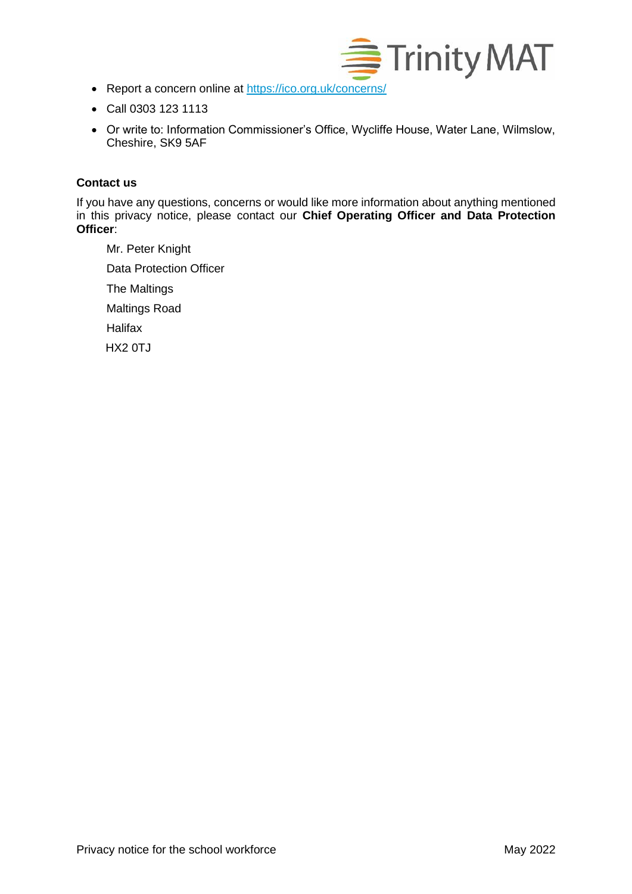- Report a concern online at https://ico.org.uk/concerns/
- Call 0303 123 1113
- Or write to: Information Commissioner's Office, Wycliffe House, Water Lane, Wilmslow, Cheshire, SK9 5AF

**Contact us**

If you have any questions, concerns or would like more information about anything mentioned in this privacy notice, please contact our **Chief Operating Officer and Data Protection Officer**:

Mr. Peter Knight
Data Protection Officer
The Maltings
Maltings Road
Halifax
HX2 0TJ